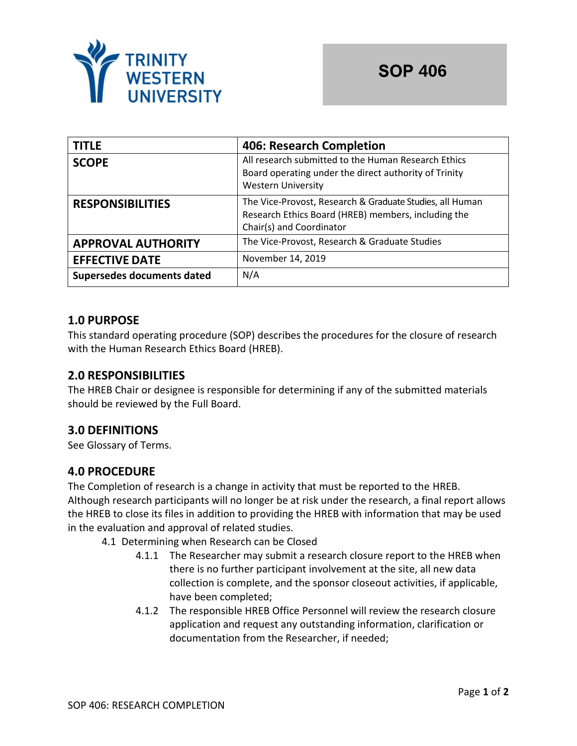Trinity Western University

# SOP 406

| TITLE | 406: Research Completion |
|---|---|
| SCOPE | All research submitted to the Human Research Ethics Board operating under the direct authority of Trinity Western University |
| RESPONSIBILITIES | The Vice-Provost, Research & Graduate Studies, all Human Research Ethics Board (HREB) members, including the Chair(s) and Coordinator |
| APPROVAL AUTHORITY | The Vice-Provost, Research & Graduate Studies |
| EFFECTIVE DATE | November 14, 2019 |
| Supersedes documents dated | N/A |

## 1.0 PURPOSE

This standard operating procedure (SOP) describes the procedures for the closure of research with the Human Research Ethics Board (HREB).

## 2.0 RESPONSIBILITIES

The HREB Chair or designee is responsible for determining if any of the submitted materials should be reviewed by the Full Board.

## 3.0 DEFINITIONS

See Glossary of Terms.

## 4.0 PROCEDURE

The Completion of research is a change in activity that must be reported to the HREB. Although research participants will no longer be at risk under the research, a final report allows the HREB to close its files in addition to providing the HREB with information that may be used in the evaluation and approval of related studies.

- 4.1 Determining when Research can be Closed
  - 4.1.1 The Researcher may submit a research closure report to the HREB when there is no further participant involvement at the site, all new data collection is complete, and the sponsor closeout activities, if applicable, have been completed;
  - 4.1.2 The responsible HREB Office Personnel will review the research closure application and request any outstanding information, clarification or documentation from the Researcher, if needed;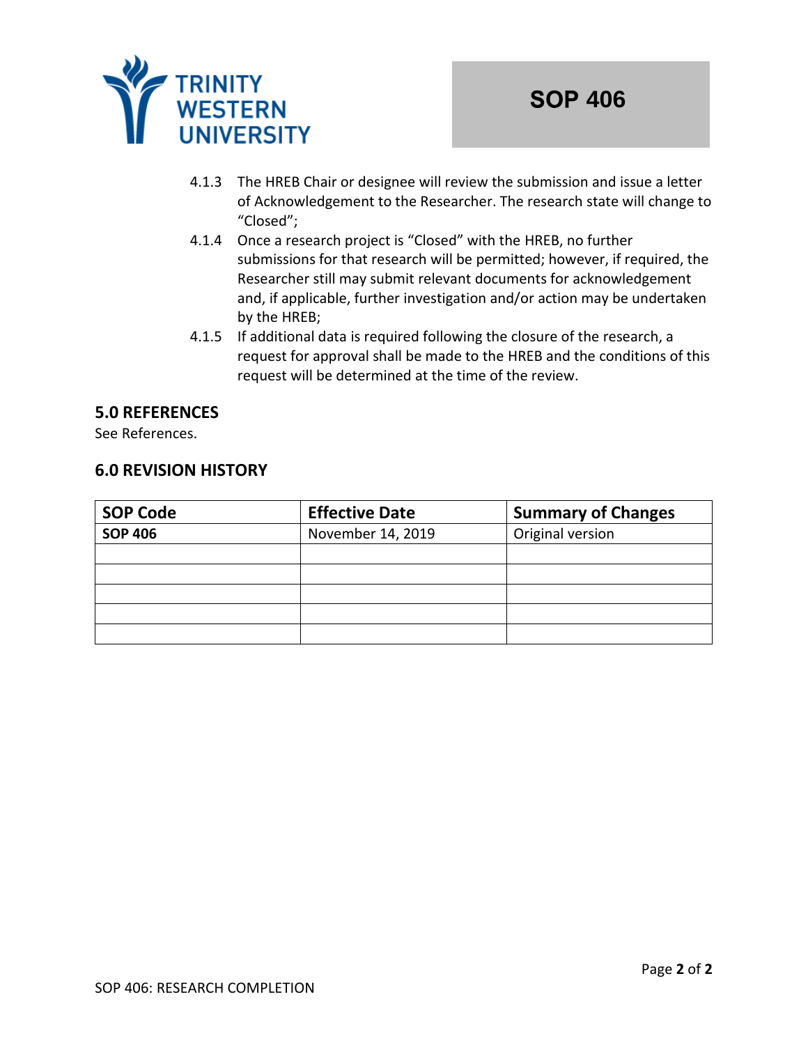4.1.3 The HREB Chair or designee will review the submission and issue a letter of Acknowledgement to the Researcher. The research state will change to "Closed";

4.1.4 Once a research project is "Closed" with the HREB, no further submissions for that research will be permitted; however, if required, the Researcher still may submit relevant documents for acknowledgement and, if applicable, further investigation and/or action may be undertaken by the HREB;

4.1.5 If additional data is required following the closure of the research, a request for approval shall be made to the HREB and the conditions of this request will be determined at the time of the review.

## 5.0 REFERENCES

See References.

## 6.0 REVISION HISTORY

| SOP Code | Effective Date | Summary of Changes |
|---|---|---|
| **SOP 406** | November 14, 2019 | Original version |
| | | |
| | | |
| | | |
| | | |
| | | |